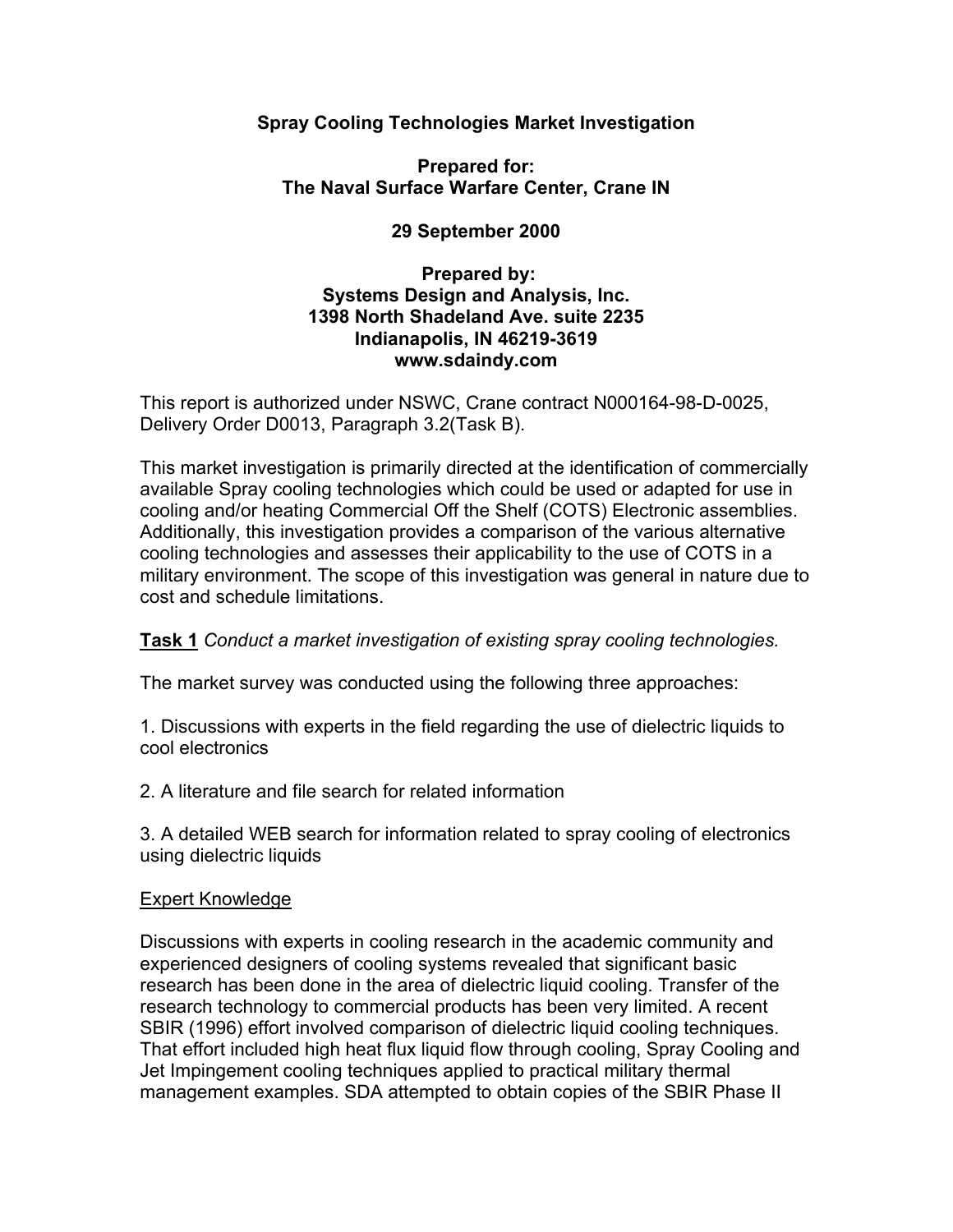**Spray Cooling Technologies Market Investigation**

**Prepared for:**
**The Naval Surface Warfare Center, Crane IN**

**29 September 2000**

**Prepared by:**
**Systems Design and Analysis, Inc.**
**1398 North Shadeland Ave. suite 2235**
**Indianapolis, IN 46219-3619**
**www.sdaindy.com**

This report is authorized under NSWC, Crane contract N000164-98-D-0025, Delivery Order D0013, Paragraph 3.2(Task B).

This market investigation is primarily directed at the identification of commercially available Spray cooling technologies which could be used or adapted for use in cooling and/or heating Commercial Off the Shelf (COTS) Electronic assemblies. Additionally, this investigation provides a comparison of the various alternative cooling technologies and assesses their applicability to the use of COTS in a military environment. The scope of this investigation was general in nature due to cost and schedule limitations.

**Task 1** *Conduct a market investigation of existing spray cooling technologies.*

The market survey was conducted using the following three approaches:

1. Discussions with experts in the field regarding the use of dielectric liquids to cool electronics

2. A literature and file search for related information

3. A detailed WEB search for information related to spray cooling of electronics using dielectric liquids

Expert Knowledge

Discussions with experts in cooling research in the academic community and experienced designers of cooling systems revealed that significant basic research has been done in the area of dielectric liquid cooling. Transfer of the research technology to commercial products has been very limited. A recent SBIR (1996) effort involved comparison of dielectric liquid cooling techniques. That effort included high heat flux liquid flow through cooling, Spray Cooling and Jet Impingement cooling techniques applied to practical military thermal management examples. SDA attempted to obtain copies of the SBIR Phase II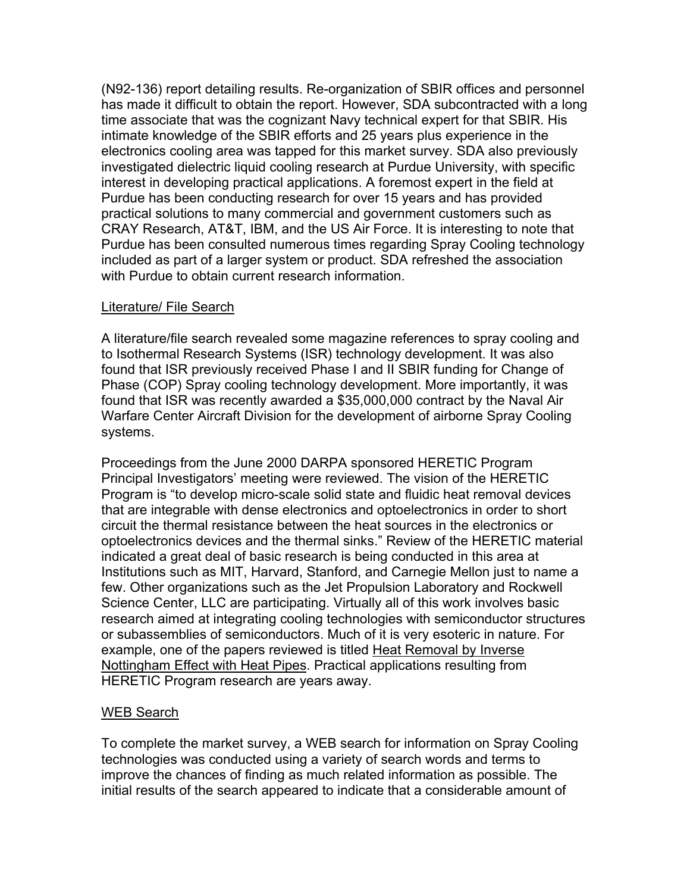(N92-136) report detailing results. Re-organization of SBIR offices and personnel has made it difficult to obtain the report. However, SDA subcontracted with a long time associate that was the cognizant Navy technical expert for that SBIR. His intimate knowledge of the SBIR efforts and 25 years plus experience in the electronics cooling area was tapped for this market survey. SDA also previously investigated dielectric liquid cooling research at Purdue University, with specific interest in developing practical applications. A foremost expert in the field at Purdue has been conducting research for over 15 years and has provided practical solutions to many commercial and government customers such as CRAY Research, AT&T, IBM, and the US Air Force. It is interesting to note that Purdue has been consulted numerous times regarding Spray Cooling technology included as part of a larger system or product. SDA refreshed the association with Purdue to obtain current research information.

<u>Literature/ File Search</u>

A literature/file search revealed some magazine references to spray cooling and to Isothermal Research Systems (ISR) technology development. It was also found that ISR previously received Phase I and II SBIR funding for Change of Phase (COP) Spray cooling technology development. More importantly, it was found that ISR was recently awarded a $35,000,000 contract by the Naval Air Warfare Center Aircraft Division for the development of airborne Spray Cooling systems.

Proceedings from the June 2000 DARPA sponsored HERETIC Program Principal Investigators' meeting were reviewed. The vision of the HERETIC Program is "to develop micro-scale solid state and fluidic heat removal devices that are integrable with dense electronics and optoelectronics in order to short circuit the thermal resistance between the heat sources in the electronics or optoelectronics devices and the thermal sinks." Review of the HERETIC material indicated a great deal of basic research is being conducted in this area at Institutions such as MIT, Harvard, Stanford, and Carnegie Mellon just to name a few. Other organizations such as the Jet Propulsion Laboratory and Rockwell Science Center, LLC are participating. Virtually all of this work involves basic research aimed at integrating cooling technologies with semiconductor structures or subassemblies of semiconductors. Much of it is very esoteric in nature. For example, one of the papers reviewed is titled <u>Heat Removal by Inverse Nottingham Effect with Heat Pipes</u>. Practical applications resulting from HERETIC Program research are years away.

<u>WEB Search</u>

To complete the market survey, a WEB search for information on Spray Cooling technologies was conducted using a variety of search words and terms to improve the chances of finding as much related information as possible. The initial results of the search appeared to indicate that a considerable amount of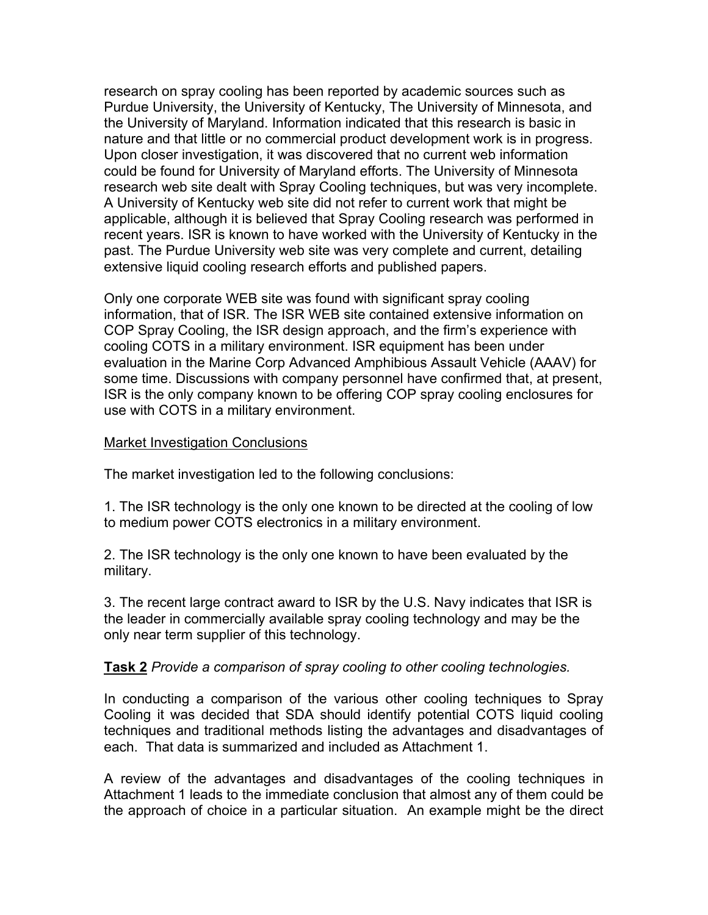research on spray cooling has been reported by academic sources such as Purdue University, the University of Kentucky, The University of Minnesota, and the University of Maryland. Information indicated that this research is basic in nature and that little or no commercial product development work is in progress. Upon closer investigation, it was discovered that no current web information could be found for University of Maryland efforts. The University of Minnesota research web site dealt with Spray Cooling techniques, but was very incomplete. A University of Kentucky web site did not refer to current work that might be applicable, although it is believed that Spray Cooling research was performed in recent years. ISR is known to have worked with the University of Kentucky in the past. The Purdue University web site was very complete and current, detailing extensive liquid cooling research efforts and published papers.

Only one corporate WEB site was found with significant spray cooling information, that of ISR. The ISR WEB site contained extensive information on COP Spray Cooling, the ISR design approach, and the firm's experience with cooling COTS in a military environment. ISR equipment has been under evaluation in the Marine Corp Advanced Amphibious Assault Vehicle (AAAV) for some time. Discussions with company personnel have confirmed that, at present, ISR is the only company known to be offering COP spray cooling enclosures for use with COTS in a military environment.

<u>Market Investigation Conclusions</u>

The market investigation led to the following conclusions:

1. The ISR technology is the only one known to be directed at the cooling of low to medium power COTS electronics in a military environment.

2. The ISR technology is the only one known to have been evaluated by the military.

3. The recent large contract award to ISR by the U.S. Navy indicates that ISR is the leader in commercially available spray cooling technology and may be the only near term supplier of this technology.

**<u>Task 2</u>** *Provide a comparison of spray cooling to other cooling technologies.*

In conducting a comparison of the various other cooling techniques to Spray Cooling it was decided that SDA should identify potential COTS liquid cooling techniques and traditional methods listing the advantages and disadvantages of each. That data is summarized and included as Attachment 1.

A review of the advantages and disadvantages of the cooling techniques in Attachment 1 leads to the immediate conclusion that almost any of them could be the approach of choice in a particular situation. An example might be the direct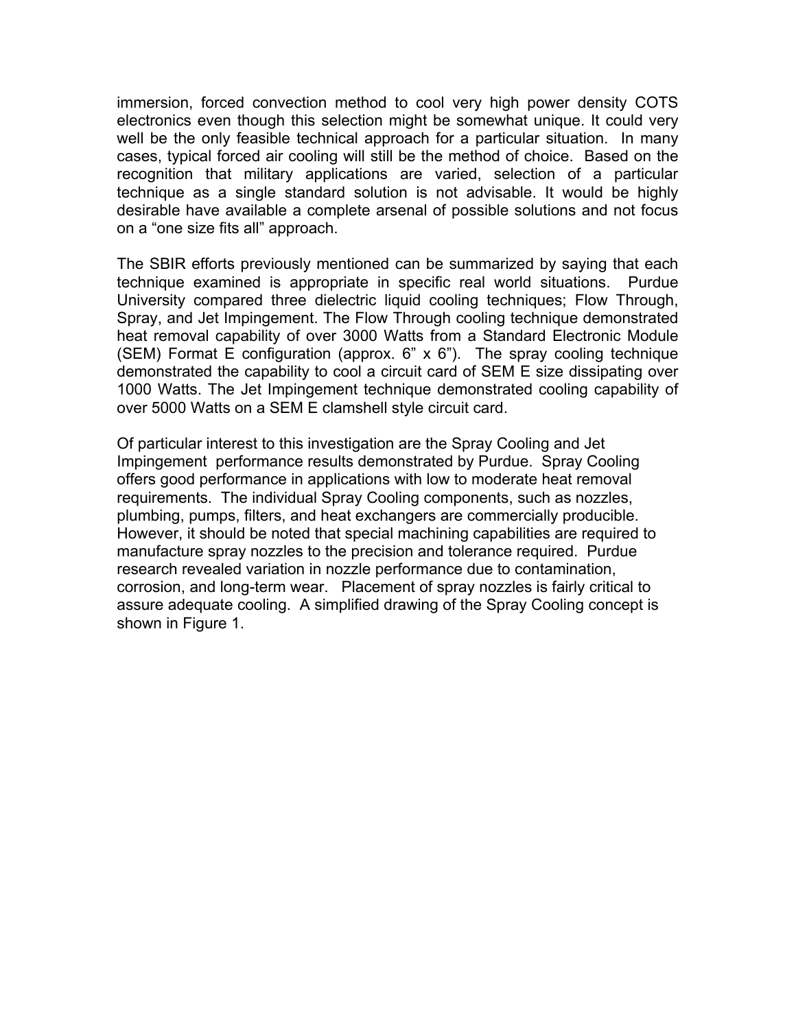immersion, forced convection method to cool very high power density COTS electronics even though this selection might be somewhat unique. It could very well be the only feasible technical approach for a particular situation. In many cases, typical forced air cooling will still be the method of choice. Based on the recognition that military applications are varied, selection of a particular technique as a single standard solution is not advisable. It would be highly desirable have available a complete arsenal of possible solutions and not focus on a "one size fits all" approach.

The SBIR efforts previously mentioned can be summarized by saying that each technique examined is appropriate in specific real world situations. Purdue University compared three dielectric liquid cooling techniques; Flow Through, Spray, and Jet Impingement. The Flow Through cooling technique demonstrated heat removal capability of over 3000 Watts from a Standard Electronic Module (SEM) Format E configuration (approx. 6" x 6"). The spray cooling technique demonstrated the capability to cool a circuit card of SEM E size dissipating over 1000 Watts. The Jet Impingement technique demonstrated cooling capability of over 5000 Watts on a SEM E clamshell style circuit card.

Of particular interest to this investigation are the Spray Cooling and Jet Impingement performance results demonstrated by Purdue. Spray Cooling offers good performance in applications with low to moderate heat removal requirements. The individual Spray Cooling components, such as nozzles, plumbing, pumps, filters, and heat exchangers are commercially producible. However, it should be noted that special machining capabilities are required to manufacture spray nozzles to the precision and tolerance required. Purdue research revealed variation in nozzle performance due to contamination, corrosion, and long-term wear. Placement of spray nozzles is fairly critical to assure adequate cooling. A simplified drawing of the Spray Cooling concept is shown in Figure 1.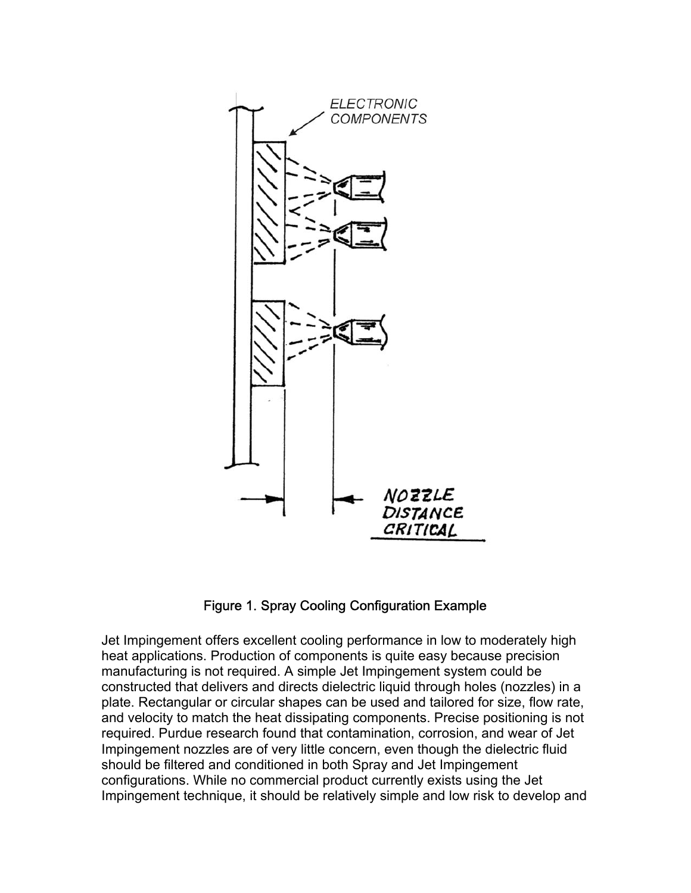Figure 1. Spray Cooling Configuration Example

Jet Impingement offers excellent cooling performance in low to moderately high heat applications. Production of components is quite easy because precision manufacturing is not required. A simple Jet Impingement system could be constructed that delivers and directs dielectric liquid through holes (nozzles) in a plate. Rectangular or circular shapes can be used and tailored for size, flow rate, and velocity to match the heat dissipating components. Precise positioning is not required. Purdue research found that contamination, corrosion, and wear of Jet Impingement nozzles are of very little concern, even though the dielectric fluid should be filtered and conditioned in both Spray and Jet Impingement configurations. While no commercial product currently exists using the Jet Impingement technique, it should be relatively simple and low risk to develop and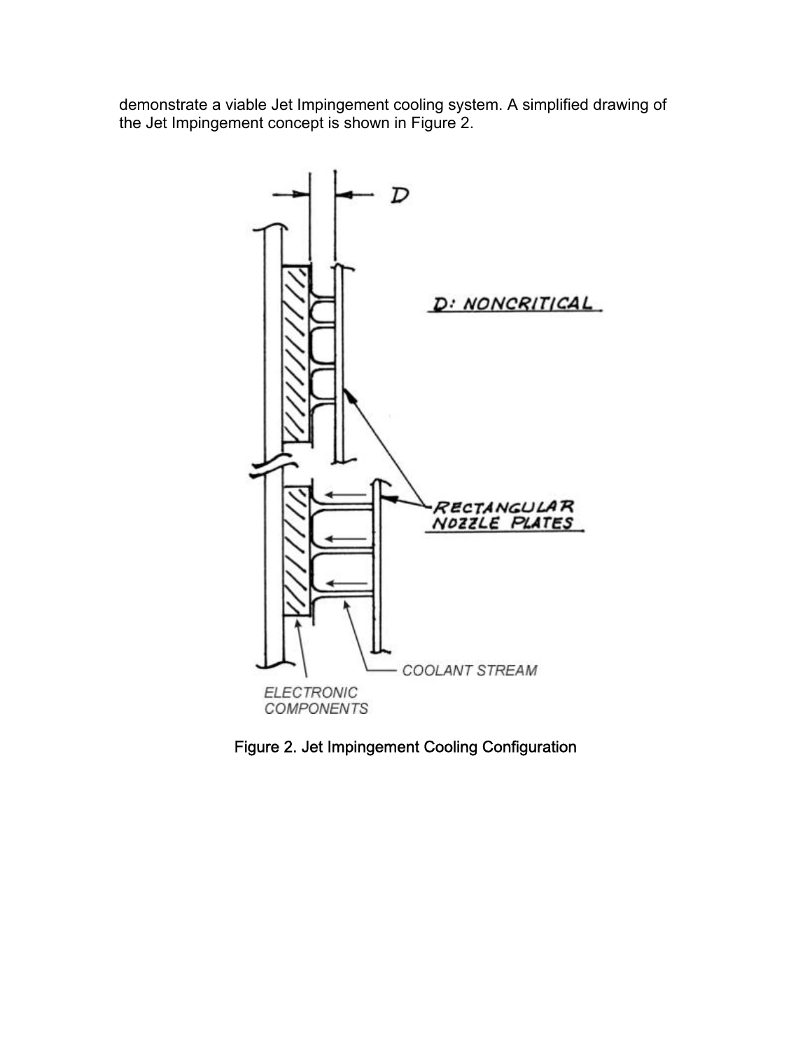demonstrate a viable Jet Impingement cooling system. A simplified drawing of the Jet Impingement concept is shown in Figure 2.

Figure 2. Jet Impingement Cooling Configuration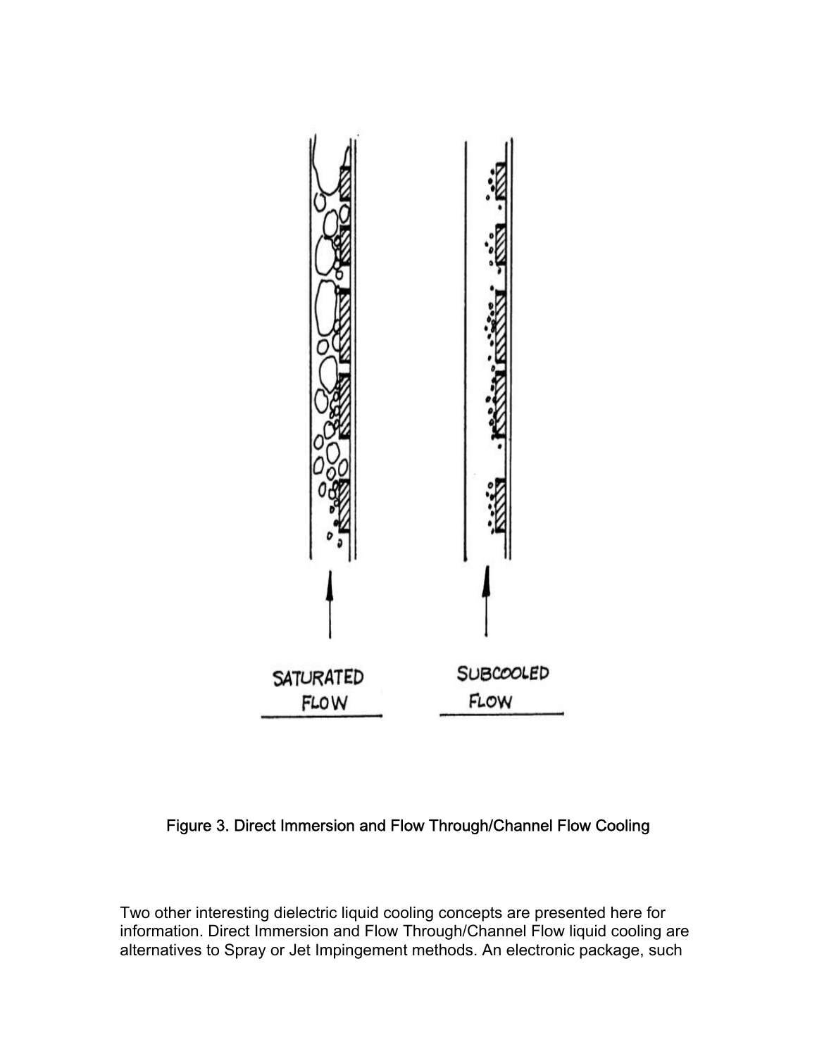Figure 3. Direct Immersion and Flow Through/Channel Flow Cooling

Two other interesting dielectric liquid cooling concepts are presented here for information. Direct Immersion and Flow Through/Channel Flow liquid cooling are alternatives to Spray or Jet Impingement methods. An electronic package, such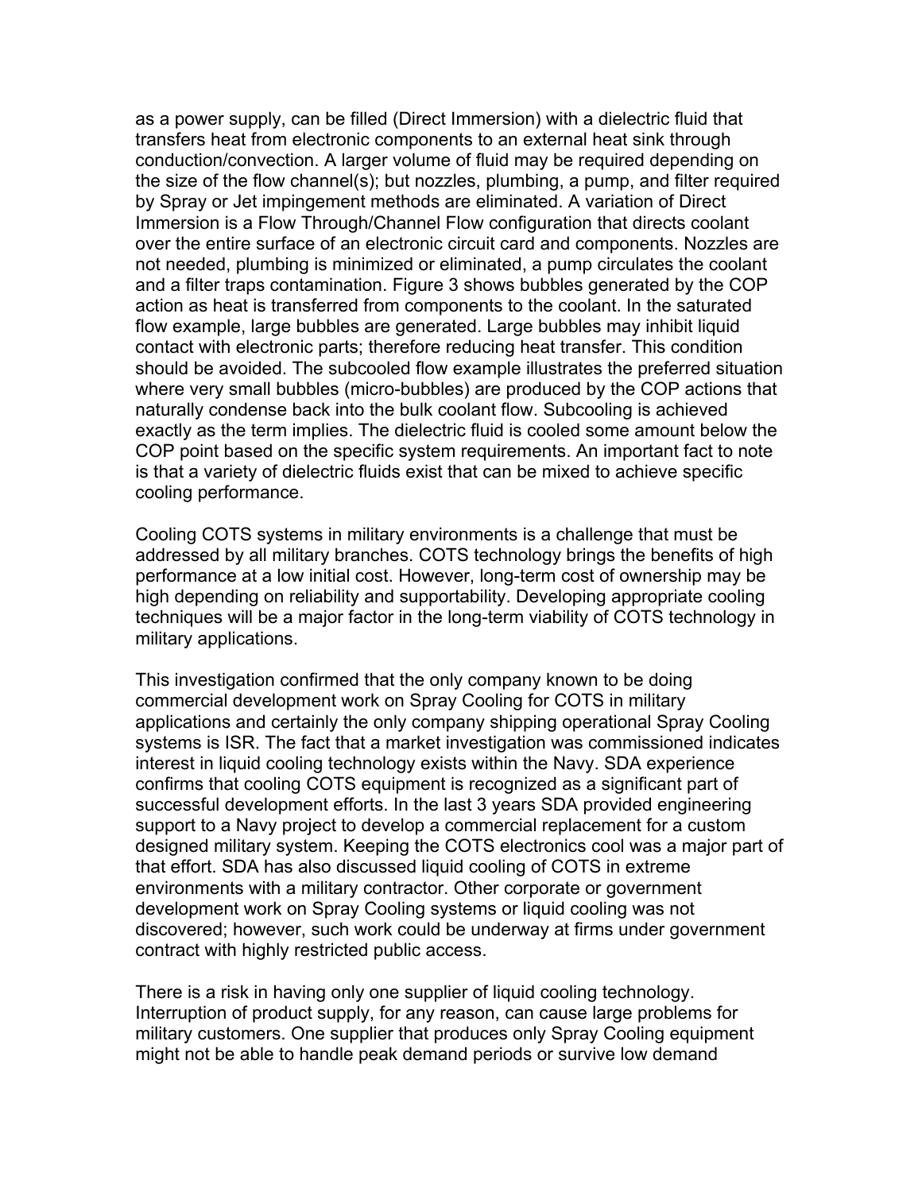as a power supply, can be filled (Direct Immersion) with a dielectric fluid that transfers heat from electronic components to an external heat sink through conduction/convection. A larger volume of fluid may be required depending on the size of the flow channel(s); but nozzles, plumbing, a pump, and filter required by Spray or Jet impingement methods are eliminated. A variation of Direct Immersion is a Flow Through/Channel Flow configuration that directs coolant over the entire surface of an electronic circuit card and components. Nozzles are not needed, plumbing is minimized or eliminated, a pump circulates the coolant and a filter traps contamination. Figure 3 shows bubbles generated by the COP action as heat is transferred from components to the coolant. In the saturated flow example, large bubbles are generated. Large bubbles may inhibit liquid contact with electronic parts; therefore reducing heat transfer. This condition should be avoided. The subcooled flow example illustrates the preferred situation where very small bubbles (micro-bubbles) are produced by the COP actions that naturally condense back into the bulk coolant flow. Subcooling is achieved exactly as the term implies. The dielectric fluid is cooled some amount below the COP point based on the specific system requirements. An important fact to note is that a variety of dielectric fluids exist that can be mixed to achieve specific cooling performance.

Cooling COTS systems in military environments is a challenge that must be addressed by all military branches. COTS technology brings the benefits of high performance at a low initial cost. However, long-term cost of ownership may be high depending on reliability and supportability. Developing appropriate cooling techniques will be a major factor in the long-term viability of COTS technology in military applications.

This investigation confirmed that the only company known to be doing commercial development work on Spray Cooling for COTS in military applications and certainly the only company shipping operational Spray Cooling systems is ISR. The fact that a market investigation was commissioned indicates interest in liquid cooling technology exists within the Navy. SDA experience confirms that cooling COTS equipment is recognized as a significant part of successful development efforts. In the last 3 years SDA provided engineering support to a Navy project to develop a commercial replacement for a custom designed military system. Keeping the COTS electronics cool was a major part of that effort. SDA has also discussed liquid cooling of COTS in extreme environments with a military contractor. Other corporate or government development work on Spray Cooling systems or liquid cooling was not discovered; however, such work could be underway at firms under government contract with highly restricted public access.

There is a risk in having only one supplier of liquid cooling technology. Interruption of product supply, for any reason, can cause large problems for military customers. One supplier that produces only Spray Cooling equipment might not be able to handle peak demand periods or survive low demand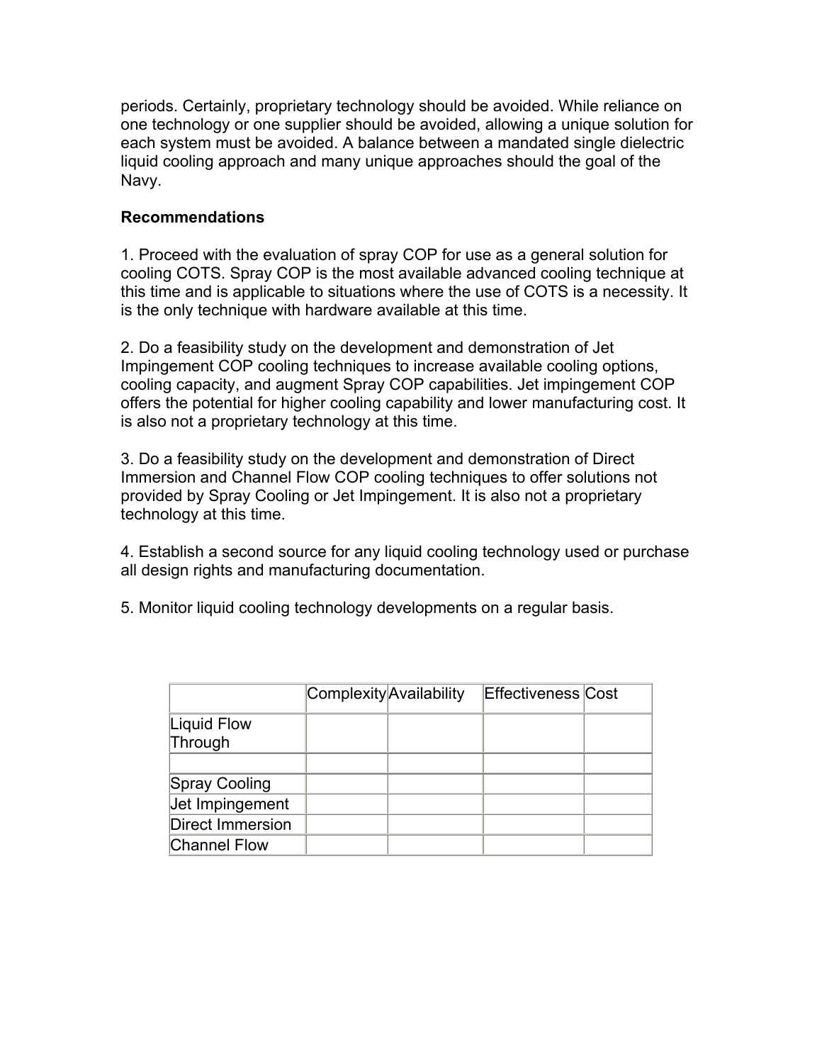periods. Certainly, proprietary technology should be avoided. While reliance on one technology or one supplier should be avoided, allowing a unique solution for each system must be avoided. A balance between a mandated single dielectric liquid cooling approach and many unique approaches should the goal of the Navy.

**Recommendations**

1. Proceed with the evaluation of spray COP for use as a general solution for cooling COTS. Spray COP is the most available advanced cooling technique at this time and is applicable to situations where the use of COTS is a necessity. It is the only technique with hardware available at this time.

2. Do a feasibility study on the development and demonstration of Jet Impingement COP cooling techniques to increase available cooling options, cooling capacity, and augment Spray COP capabilities. Jet impingement COP offers the potential for higher cooling capability and lower manufacturing cost. It is also not a proprietary technology at this time.

3. Do a feasibility study on the development and demonstration of Direct Immersion and Channel Flow COP cooling techniques to offer solutions not provided by Spray Cooling or Jet Impingement. It is also not a proprietary technology at this time.

4. Establish a second source for any liquid cooling technology used or purchase all design rights and manufacturing documentation.

5. Monitor liquid cooling technology developments on a regular basis.

| | Complexity | Availability | Effectiveness | Cost |
|---|---|---|---|---|
| Liquid Flow Through | | | | |
| | | | | |
| Spray Cooling | | | | |
| Jet Impingement | | | | |
| Direct Immersion | | | | |
| Channel Flow | | | | |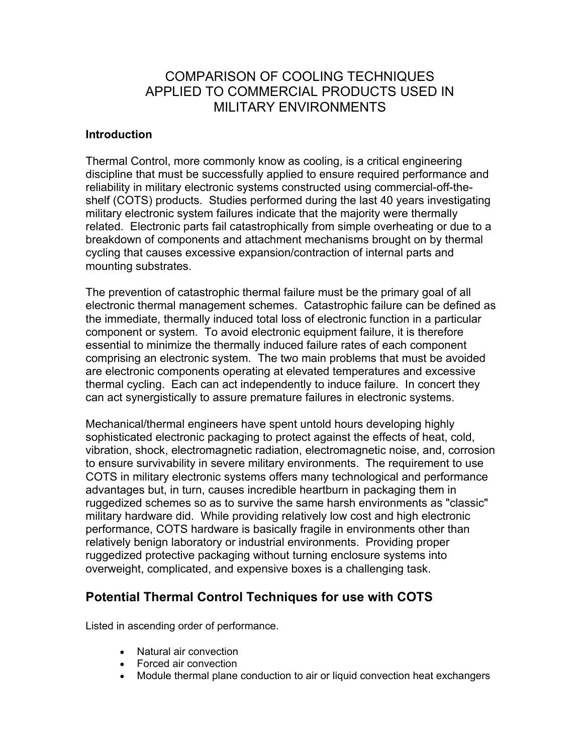# COMPARISON OF COOLING TECHNIQUES APPLIED TO COMMERCIAL PRODUCTS USED IN MILITARY ENVIRONMENTS

**Introduction**

Thermal Control, more commonly know as cooling, is a critical engineering discipline that must be successfully applied to ensure required performance and reliability in military electronic systems constructed using commercial-off-the-shelf (COTS) products. Studies performed during the last 40 years investigating military electronic system failures indicate that the majority were thermally related. Electronic parts fail catastrophically from simple overheating or due to a breakdown of components and attachment mechanisms brought on by thermal cycling that causes excessive expansion/contraction of internal parts and mounting substrates.

The prevention of catastrophic thermal failure must be the primary goal of all electronic thermal management schemes. Catastrophic failure can be defined as the immediate, thermally induced total loss of electronic function in a particular component or system. To avoid electronic equipment failure, it is therefore essential to minimize the thermally induced failure rates of each component comprising an electronic system. The two main problems that must be avoided are electronic components operating at elevated temperatures and excessive thermal cycling. Each can act independently to induce failure. In concert they can act synergistically to assure premature failures in electronic systems.

Mechanical/thermal engineers have spent untold hours developing highly sophisticated electronic packaging to protect against the effects of heat, cold, vibration, shock, electromagnetic radiation, electromagnetic noise, and, corrosion to ensure survivability in severe military environments. The requirement to use COTS in military electronic systems offers many technological and performance advantages but, in turn, causes incredible heartburn in packaging them in ruggedized schemes so as to survive the same harsh environments as "classic" military hardware did. While providing relatively low cost and high electronic performance, COTS hardware is basically fragile in environments other than relatively benign laboratory or industrial environments. Providing proper ruggedized protective packaging without turning enclosure systems into overweight, complicated, and expensive boxes is a challenging task.

## Potential Thermal Control Techniques for use with COTS

Listed in ascending order of performance.

- Natural air convection
- Forced air convection
- Module thermal plane conduction to air or liquid convection heat exchangers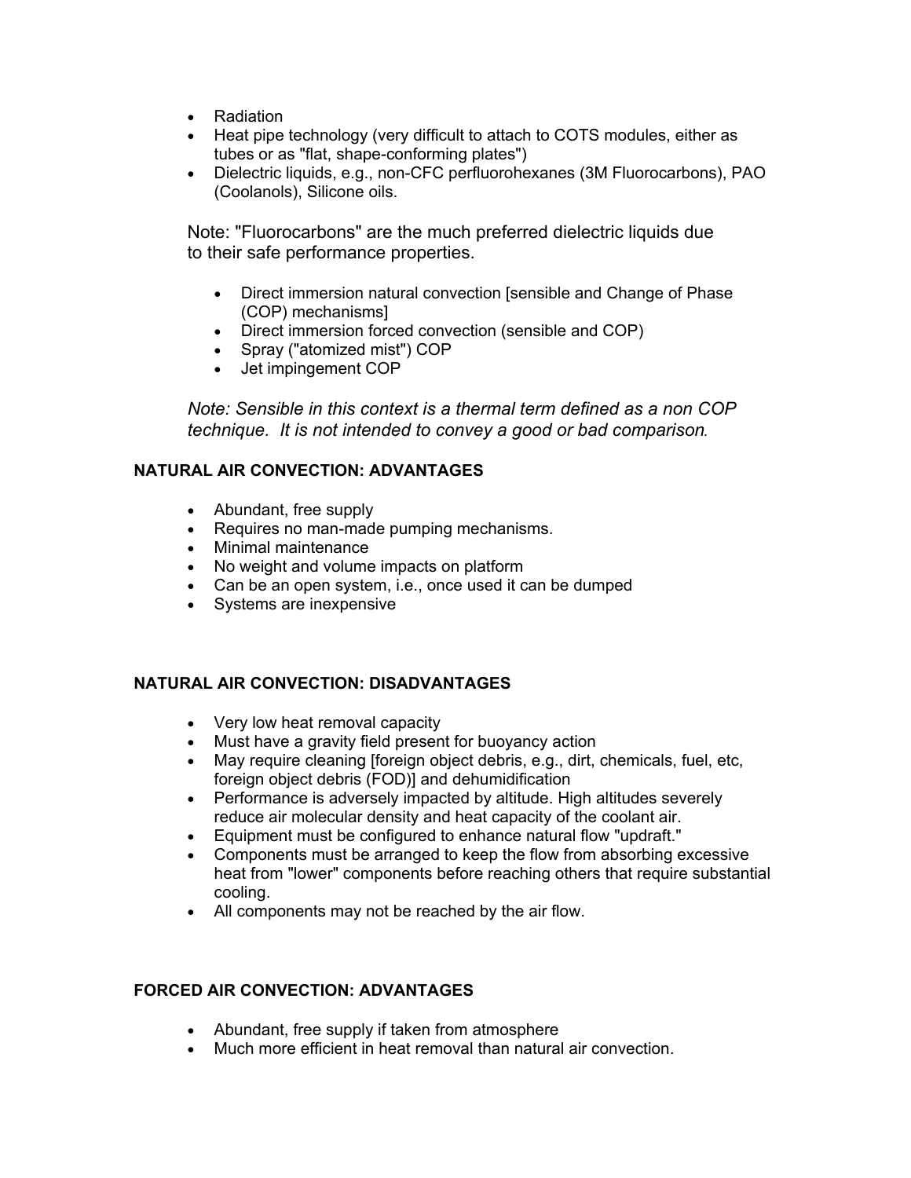- Radiation
- Heat pipe technology (very difficult to attach to COTS modules, either as tubes or as "flat, shape-conforming plates")
- Dielectric liquids, e.g., non-CFC perfluorohexanes (3M Fluorocarbons), PAO (Coolanols), Silicone oils.

Note: "Fluorocarbons" are the much preferred dielectric liquids due to their safe performance properties.

- Direct immersion natural convection [sensible and Change of Phase (COP) mechanisms]
- Direct immersion forced convection (sensible and COP)
- Spray ("atomized mist") COP
- Jet impingement COP

*Note: Sensible in this context is a thermal term defined as a non COP technique. It is not intended to convey a good or bad comparison.*

**NATURAL AIR CONVECTION: ADVANTAGES**

- Abundant, free supply
- Requires no man-made pumping mechanisms.
- Minimal maintenance
- No weight and volume impacts on platform
- Can be an open system, i.e., once used it can be dumped
- Systems are inexpensive

**NATURAL AIR CONVECTION: DISADVANTAGES**

- Very low heat removal capacity
- Must have a gravity field present for buoyancy action
- May require cleaning [foreign object debris, e.g., dirt, chemicals, fuel, etc, foreign object debris (FOD)] and dehumidification
- Performance is adversely impacted by altitude. High altitudes severely reduce air molecular density and heat capacity of the coolant air.
- Equipment must be configured to enhance natural flow "updraft."
- Components must be arranged to keep the flow from absorbing excessive heat from "lower" components before reaching others that require substantial cooling.
- All components may not be reached by the air flow.

**FORCED AIR CONVECTION: ADVANTAGES**

- Abundant, free supply if taken from atmosphere
- Much more efficient in heat removal than natural air convection.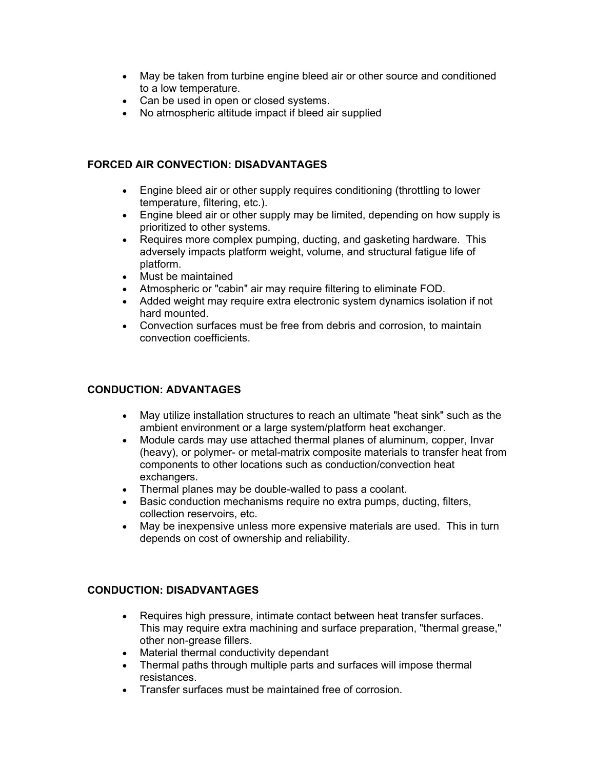- May be taken from turbine engine bleed air or other source and conditioned to a low temperature.
- Can be used in open or closed systems.
- No atmospheric altitude impact if bleed air supplied

**FORCED AIR CONVECTION: DISADVANTAGES**

- Engine bleed air or other supply requires conditioning (throttling to lower temperature, filtering, etc.).
- Engine bleed air or other supply may be limited, depending on how supply is prioritized to other systems.
- Requires more complex pumping, ducting, and gasketing hardware. This adversely impacts platform weight, volume, and structural fatigue life of platform.
- Must be maintained
- Atmospheric or "cabin" air may require filtering to eliminate FOD.
- Added weight may require extra electronic system dynamics isolation if not hard mounted.
- Convection surfaces must be free from debris and corrosion, to maintain convection coefficients.

**CONDUCTION: ADVANTAGES**

- May utilize installation structures to reach an ultimate "heat sink" such as the ambient environment or a large system/platform heat exchanger.
- Module cards may use attached thermal planes of aluminum, copper, Invar (heavy), or polymer- or metal-matrix composite materials to transfer heat from components to other locations such as conduction/convection heat exchangers.
- Thermal planes may be double-walled to pass a coolant.
- Basic conduction mechanisms require no extra pumps, ducting, filters, collection reservoirs, etc.
- May be inexpensive unless more expensive materials are used. This in turn depends on cost of ownership and reliability.

**CONDUCTION: DISADVANTAGES**

- Requires high pressure, intimate contact between heat transfer surfaces. This may require extra machining and surface preparation, "thermal grease," other non-grease fillers.
- Material thermal conductivity dependant
- Thermal paths through multiple parts and surfaces will impose thermal resistances.
- Transfer surfaces must be maintained free of corrosion.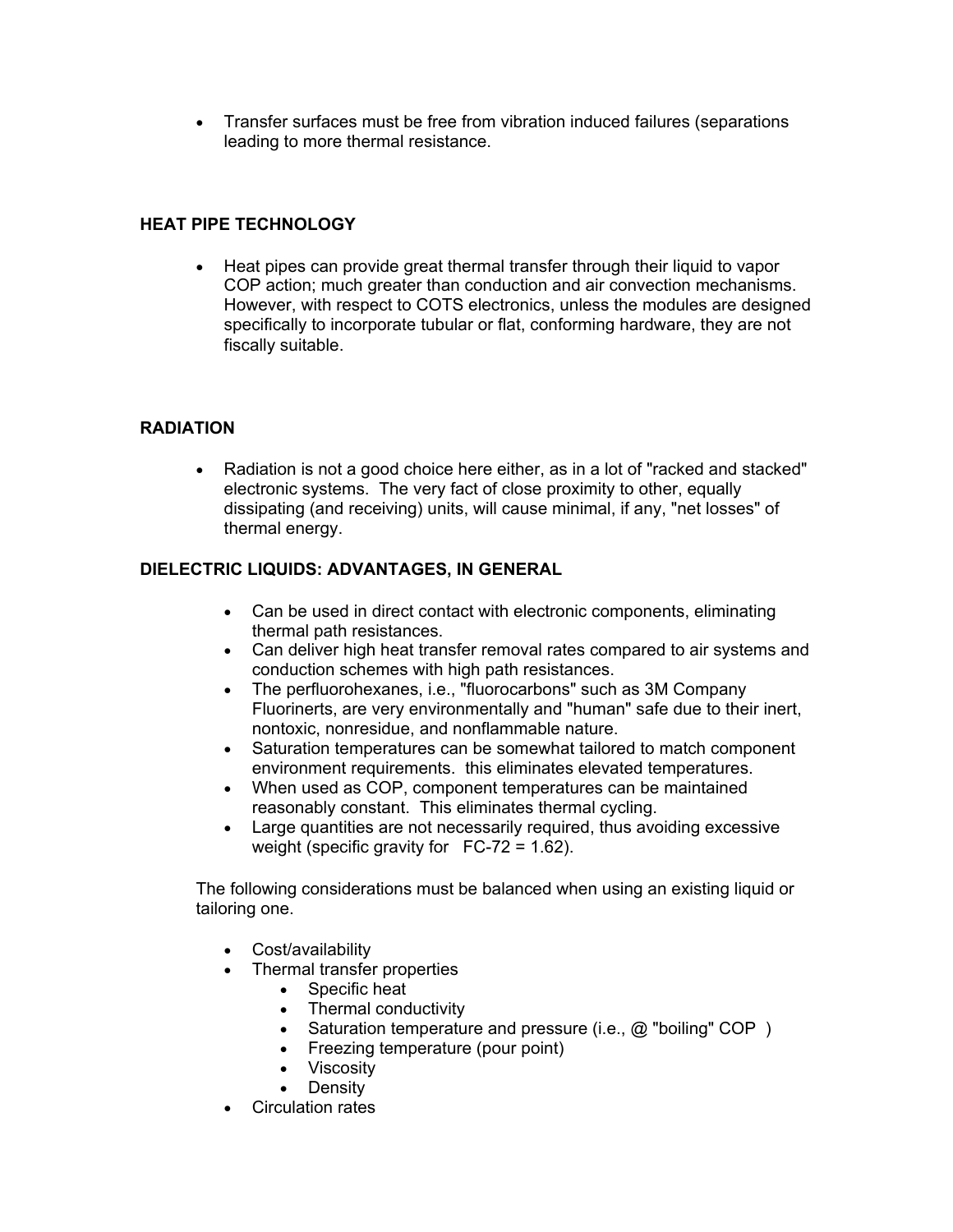- Transfer surfaces must be free from vibration induced failures (separations leading to more thermal resistance.

## HEAT PIPE TECHNOLOGY

- Heat pipes can provide great thermal transfer through their liquid to vapor COP action; much greater than conduction and air convection mechanisms. However, with respect to COTS electronics, unless the modules are designed specifically to incorporate tubular or flat, conforming hardware, they are not fiscally suitable.

## RADIATION

- Radiation is not a good choice here either, as in a lot of "racked and stacked" electronic systems. The very fact of close proximity to other, equally dissipating (and receiving) units, will cause minimal, if any, "net losses" of thermal energy.

## DIELECTRIC LIQUIDS: ADVANTAGES, IN GENERAL

- Can be used in direct contact with electronic components, eliminating thermal path resistances.
- Can deliver high heat transfer removal rates compared to air systems and conduction schemes with high path resistances.
- The perfluorohexanes, i.e., "fluorocarbons" such as 3M Company Fluorinerts, are very environmentally and "human" safe due to their inert, nontoxic, nonresidue, and nonflammable nature.
- Saturation temperatures can be somewhat tailored to match component environment requirements. this eliminates elevated temperatures.
- When used as COP, component temperatures can be maintained reasonably constant. This eliminates thermal cycling.
- Large quantities are not necessarily required, thus avoiding excessive weight (specific gravity for FC-72 = 1.62).

The following considerations must be balanced when using an existing liquid or tailoring one.

- Cost/availability
- Thermal transfer properties
  - Specific heat
  - Thermal conductivity
  - Saturation temperature and pressure (i.e., @ "boiling" COP )
  - Freezing temperature (pour point)
  - Viscosity
  - Density
- Circulation rates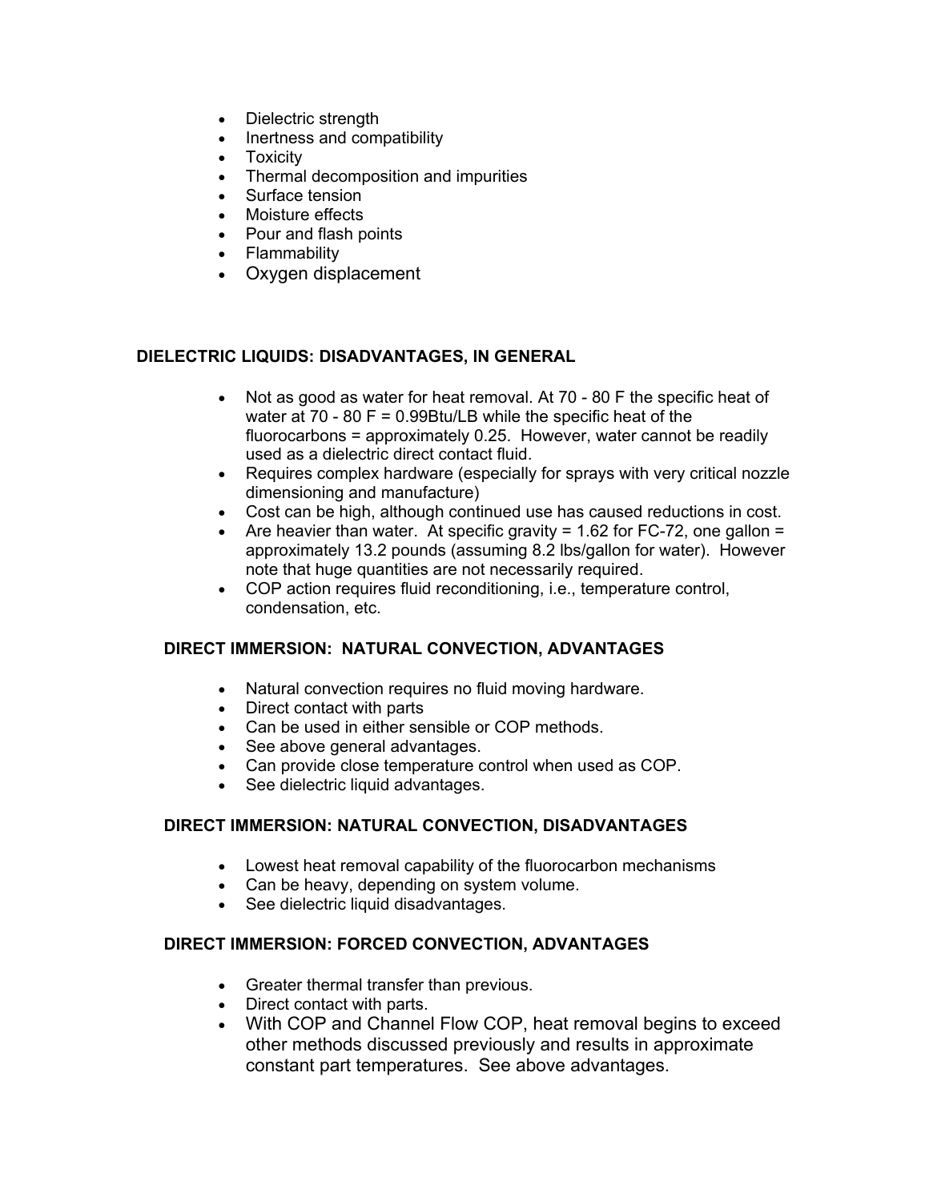- Dielectric strength
- Inertness and compatibility
- Toxicity
- Thermal decomposition and impurities
- Surface tension
- Moisture effects
- Pour and flash points
- Flammability
- Oxygen displacement

**DIELECTRIC LIQUIDS: DISADVANTAGES, IN GENERAL**

- Not as good as water for heat removal. At 70 - 80 F the specific heat of water at 70 - 80 F = 0.99Btu/LB while the specific heat of the fluorocarbons = approximately 0.25. However, water cannot be readily used as a dielectric direct contact fluid.
- Requires complex hardware (especially for sprays with very critical nozzle dimensioning and manufacture)
- Cost can be high, although continued use has caused reductions in cost.
- Are heavier than water. At specific gravity = 1.62 for FC-72, one gallon = approximately 13.2 pounds (assuming 8.2 lbs/gallon for water). However note that huge quantities are not necessarily required.
- COP action requires fluid reconditioning, i.e., temperature control, condensation, etc.

**DIRECT IMMERSION: NATURAL CONVECTION, ADVANTAGES**

- Natural convection requires no fluid moving hardware.
- Direct contact with parts
- Can be used in either sensible or COP methods.
- See above general advantages.
- Can provide close temperature control when used as COP.
- See dielectric liquid advantages.

**DIRECT IMMERSION: NATURAL CONVECTION, DISADVANTAGES**

- Lowest heat removal capability of the fluorocarbon mechanisms
- Can be heavy, depending on system volume.
- See dielectric liquid disadvantages.

**DIRECT IMMERSION: FORCED CONVECTION, ADVANTAGES**

- Greater thermal transfer than previous.
- Direct contact with parts.
- With COP and Channel Flow COP, heat removal begins to exceed other methods discussed previously and results in approximate constant part temperatures. See above advantages.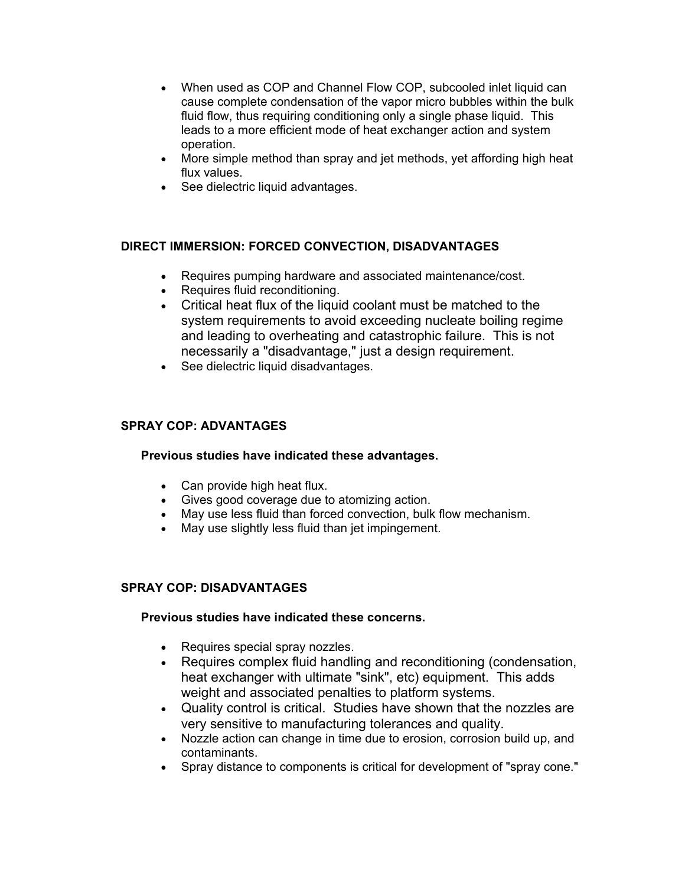- When used as COP and Channel Flow COP, subcooled inlet liquid can cause complete condensation of the vapor micro bubbles within the bulk fluid flow, thus requiring conditioning only a single phase liquid. This leads to a more efficient mode of heat exchanger action and system operation.
- More simple method than spray and jet methods, yet affording high heat flux values.
- See dielectric liquid advantages.

**DIRECT IMMERSION: FORCED CONVECTION, DISADVANTAGES**

- Requires pumping hardware and associated maintenance/cost.
- Requires fluid reconditioning.
- Critical heat flux of the liquid coolant must be matched to the system requirements to avoid exceeding nucleate boiling regime and leading to overheating and catastrophic failure. This is not necessarily a "disadvantage," just a design requirement.
- See dielectric liquid disadvantages.

**SPRAY COP: ADVANTAGES**

**Previous studies have indicated these advantages.**

- Can provide high heat flux.
- Gives good coverage due to atomizing action.
- May use less fluid than forced convection, bulk flow mechanism.
- May use slightly less fluid than jet impingement.

**SPRAY COP: DISADVANTAGES**

**Previous studies have indicated these concerns.**

- Requires special spray nozzles.
- Requires complex fluid handling and reconditioning (condensation, heat exchanger with ultimate "sink", etc) equipment. This adds weight and associated penalties to platform systems.
- Quality control is critical. Studies have shown that the nozzles are very sensitive to manufacturing tolerances and quality.
- Nozzle action can change in time due to erosion, corrosion build up, and contaminants.
- Spray distance to components is critical for development of "spray cone."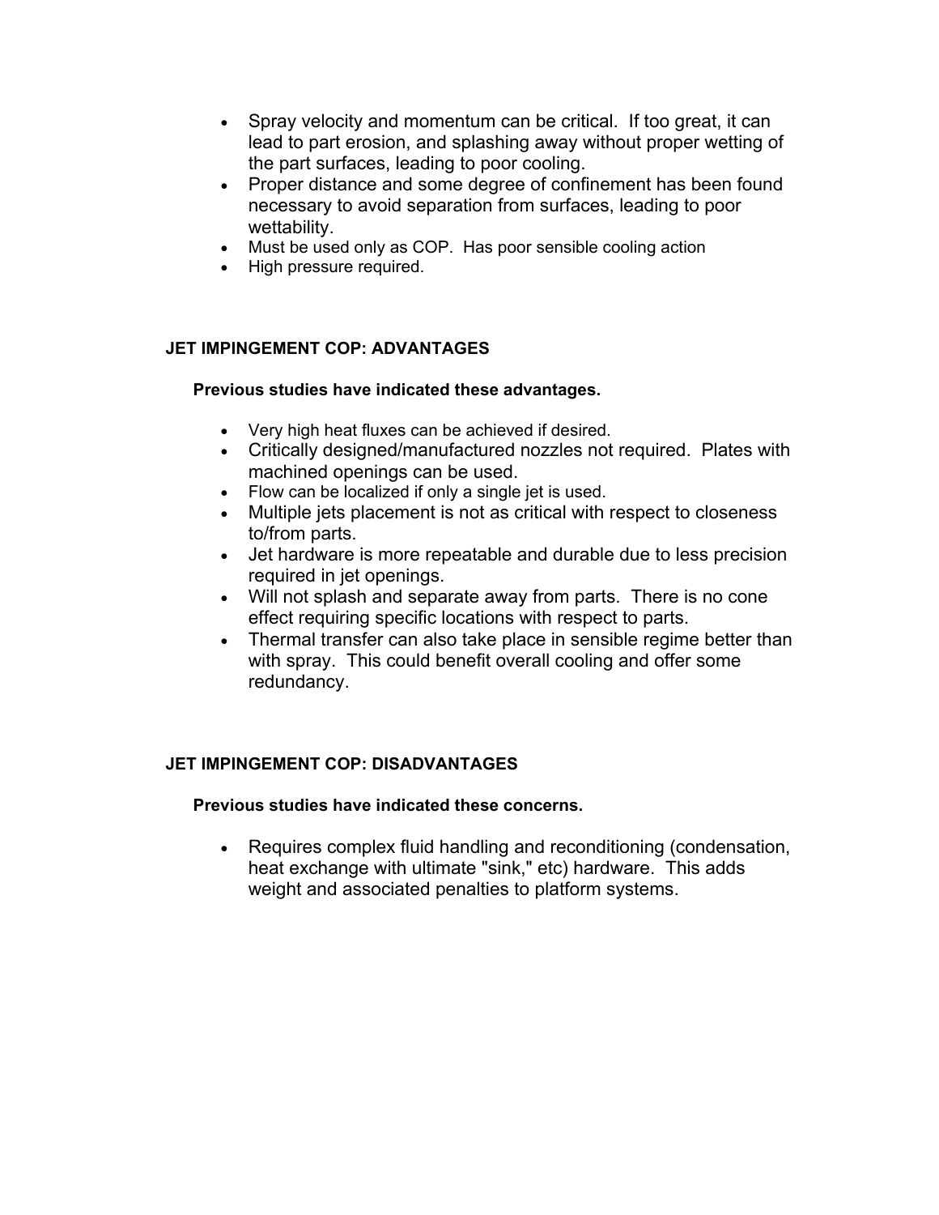- Spray velocity and momentum can be critical.  If too great, it can lead to part erosion, and splashing away without proper wetting of the part surfaces, leading to poor cooling.
- Proper distance and some degree of confinement has been found necessary to avoid separation from surfaces, leading to poor wettability.
- Must be used only as COP.  Has poor sensible cooling action
- High pressure required.

**JET IMPINGEMENT COP: ADVANTAGES**

**Previous studies have indicated these advantages.**

- Very high heat fluxes can be achieved if desired.
- Critically designed/manufactured nozzles not required.  Plates with machined openings can be used.
- Flow can be localized if only a single jet is used.
- Multiple jets placement is not as critical with respect to closeness to/from parts.
- Jet hardware is more repeatable and durable due to less precision required in jet openings.
- Will not splash and separate away from parts.  There is no cone effect requiring specific locations with respect to parts.
- Thermal transfer can also take place in sensible regime better than with spray.  This could benefit overall cooling and offer some redundancy.

**JET IMPINGEMENT COP: DISADVANTAGES**

**Previous studies have indicated these concerns.**

- Requires complex fluid handling and reconditioning (condensation, heat exchange with ultimate "sink," etc) hardware.  This adds weight and associated penalties to platform systems.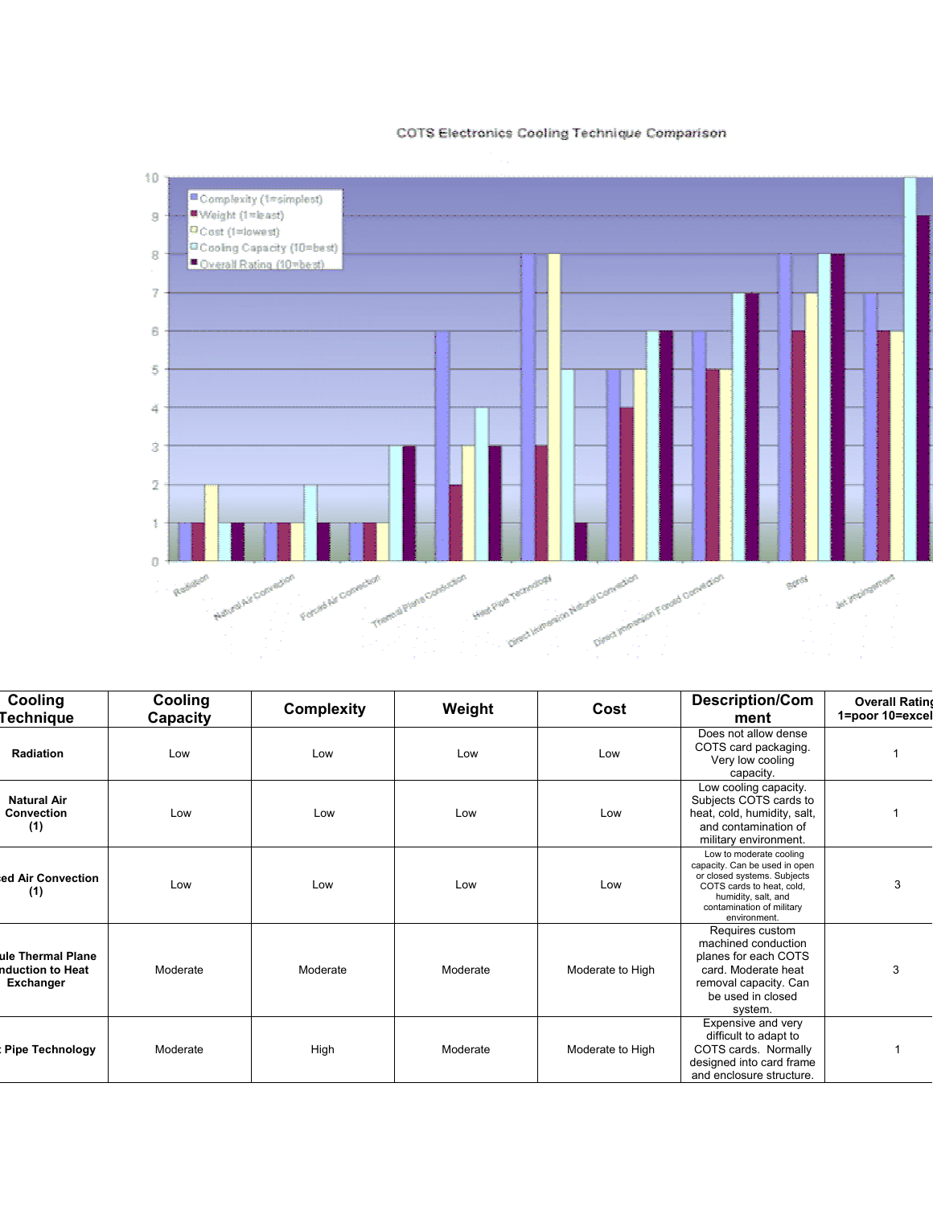COTS Electronics Cooling Technique Comparison

| Cooling Technique | Cooling Capacity | Complexity | Weight | Cost | Description/Comment | Overall Rating 1=poor 10=excel |
|---|---|---|---|---|---|---|
| Radiation | Low | Low | Low | Low | Does not allow dense COTS card packaging. Very low cooling capacity. | 1 |
| Natural Air Convection (1) | Low | Low | Low | Low | Low cooling capacity. Subjects COTS cards to heat, cold, humidity, salt, and contamination of military environment. | 1 |
| ed Air Convection (1) | Low | Low | Low | Low | Low to moderate cooling capacity. Can be used in open or closed systems. Subjects COTS cards to heat, cold, humidity, salt, and contamination of military environment. | 3 |
| ule Thermal Plane nduction to Heat Exchanger | Moderate | Moderate | Moderate | Moderate to High | Requires custom machined conduction planes for each COTS card. Moderate heat removal capacity. Can be used in closed system. | 3 |
| Pipe Technology | Moderate | High | Moderate | Moderate to High | Expensive and very difficult to adapt to COTS cards. Normally designed into card frame and enclosure structure. | 1 |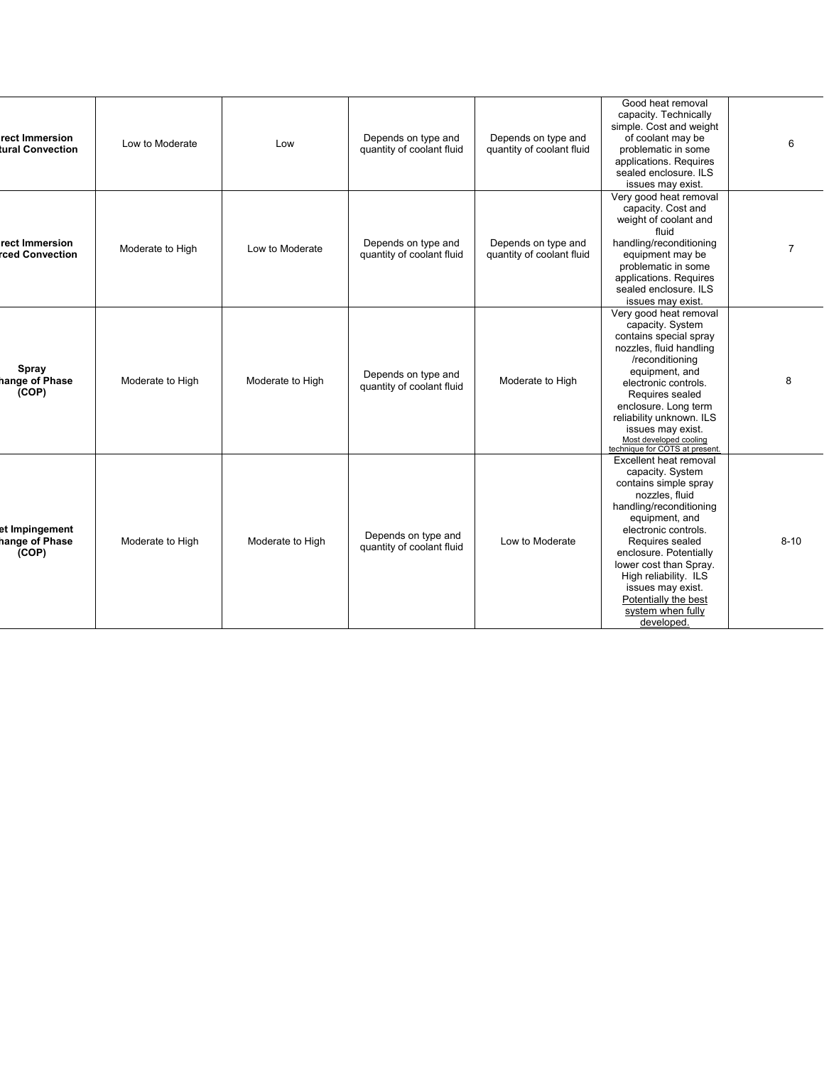| | | | | | | |
|---|---|---|---|---|---|---|
| **rect Immersion tural Convection** | Low to Moderate | Low | Depends on type and quantity of coolant fluid | Depends on type and quantity of coolant fluid | Good heat removal capacity. Technically simple. Cost and weight of coolant may be problematic in some applications. Requires sealed enclosure. ILS issues may exist. | 6 |
| **rect Immersion rced Convection** | Moderate to High | Low to Moderate | Depends on type and quantity of coolant fluid | Depends on type and quantity of coolant fluid | Very good heat removal capacity. Cost and weight of coolant and fluid handling/reconditioning equipment may be problematic in some applications. Requires sealed enclosure. ILS issues may exist. | 7 |
| **Spray hange of Phase (COP)** | Moderate to High | Moderate to High | Depends on type and quantity of coolant fluid | Moderate to High | Very good heat removal capacity. System contains special spray nozzles, fluid handling /reconditioning equipment, and electronic controls. Requires sealed enclosure. Long term reliability unknown. ILS issues may exist. Most developed cooling technique for COTS at present. | 8 |
| **et Impingement hange of Phase (COP)** | Moderate to High | Moderate to High | Depends on type and quantity of coolant fluid | Low to Moderate | Excellent heat removal capacity. System contains simple spray nozzles, fluid handling/reconditioning equipment, and electronic controls. Requires sealed enclosure. Potentially lower cost than Spray. High reliability. ILS issues may exist. Potentially the best system when fully developed. | 8-10 |